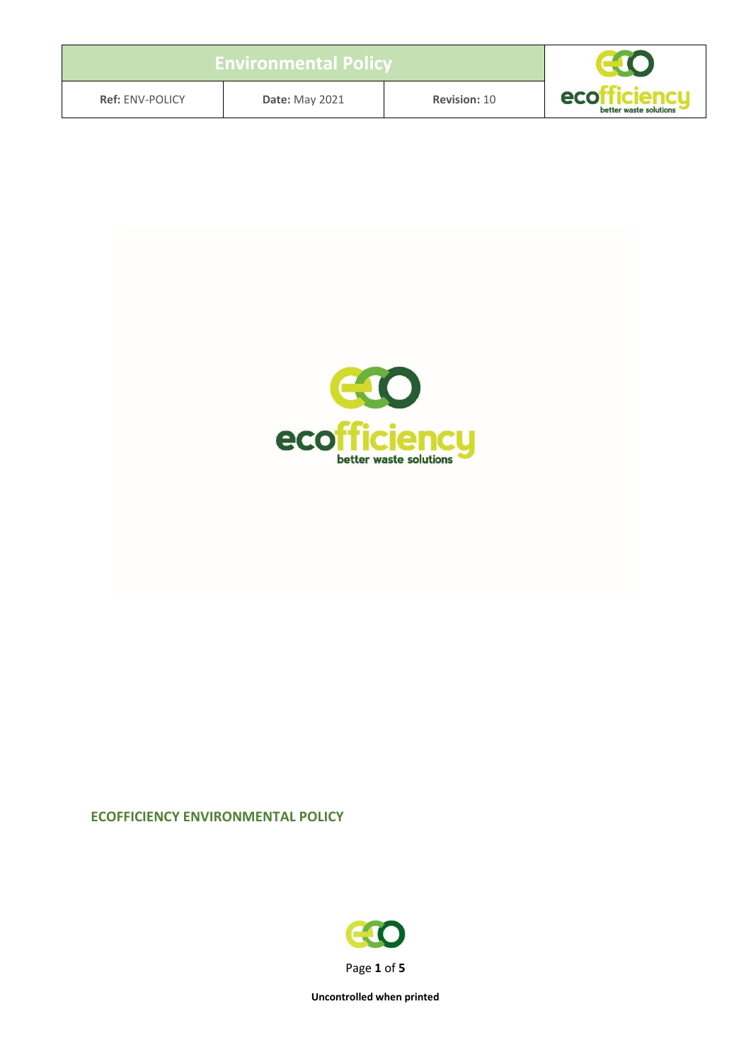| Environmental Policy | | |
|---|---|---|
| **Ref:** ENV-POLICY | **Date:** May 2021 | **Revision:** 10 |

## ECOFFICIENCY ENVIRONMENTAL POLICY

**Uncontrolled when printed**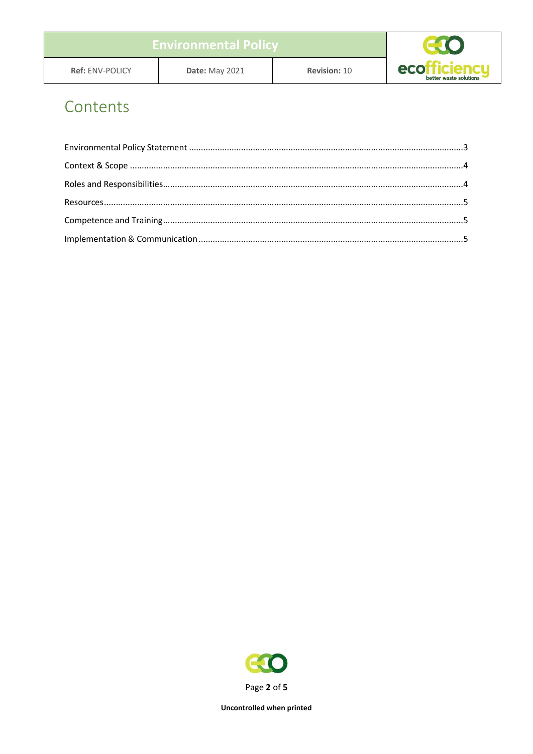# Contents

Environmental Policy Statement ........................................................................................................3

Context & Scope ....................................................................................................................................4

Roles and Responsibilities.....................................................................................................................4

Resources...............................................................................................................................................5

Competence and Training......................................................................................................................5

Implementation & Communication.......................................................................................................5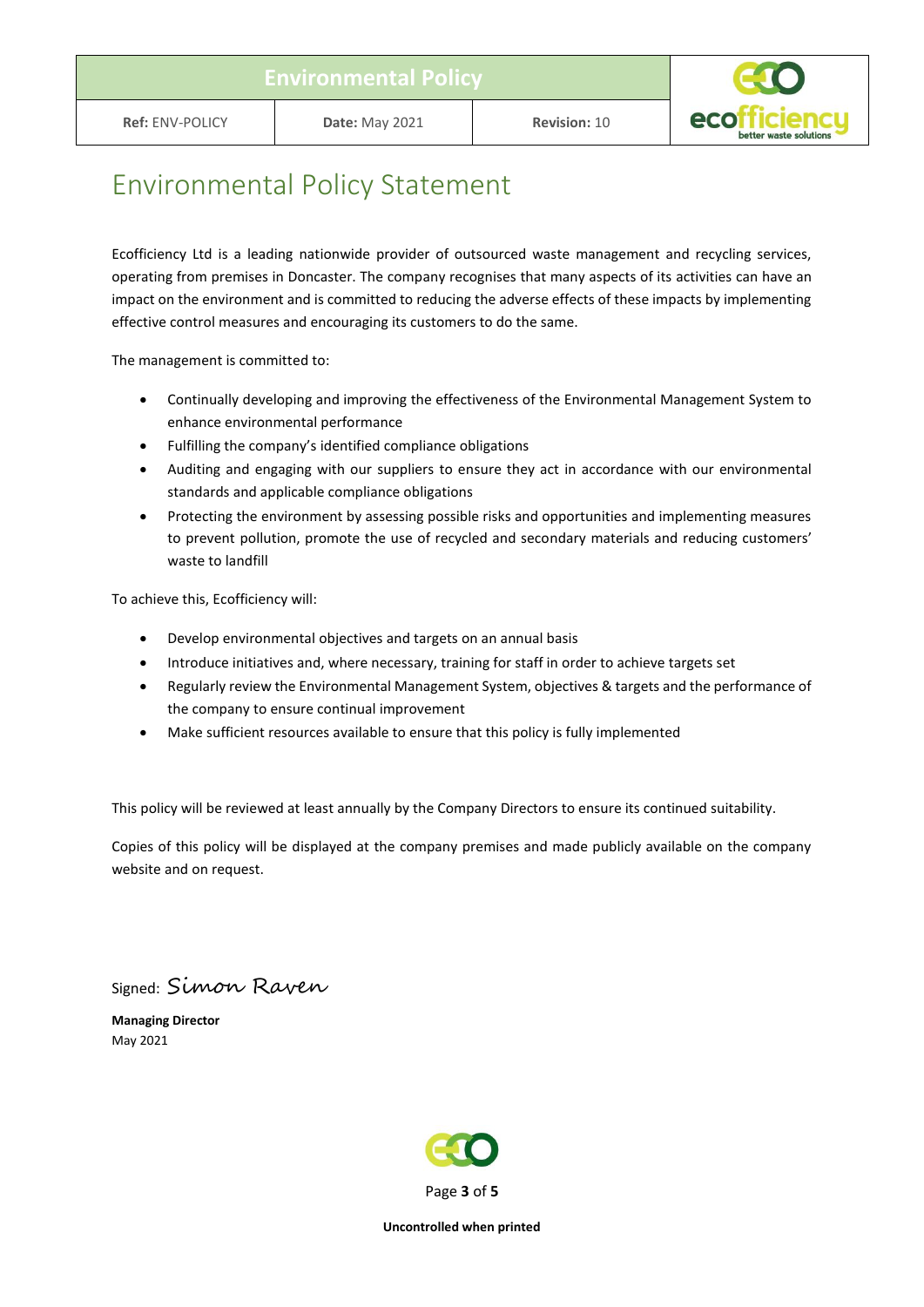| Environmental Policy | | |
|---|---|---|
| **Ref:** ENV-POLICY | **Date:** May 2021 | **Revision:** 10 |

# Environmental Policy Statement

Ecofficiency Ltd is a leading nationwide provider of outsourced waste management and recycling services, operating from premises in Doncaster. The company recognises that many aspects of its activities can have an impact on the environment and is committed to reducing the adverse effects of these impacts by implementing effective control measures and encouraging its customers to do the same.

The management is committed to:

- Continually developing and improving the effectiveness of the Environmental Management System to enhance environmental performance
- Fulfilling the company's identified compliance obligations
- Auditing and engaging with our suppliers to ensure they act in accordance with our environmental standards and applicable compliance obligations
- Protecting the environment by assessing possible risks and opportunities and implementing measures to prevent pollution, promote the use of recycled and secondary materials and reducing customers' waste to landfill

To achieve this, Ecofficiency will:

- Develop environmental objectives and targets on an annual basis
- Introduce initiatives and, where necessary, training for staff in order to achieve targets set
- Regularly review the Environmental Management System, objectives & targets and the performance of the company to ensure continual improvement
- Make sufficient resources available to ensure that this policy is fully implemented

This policy will be reviewed at least annually by the Company Directors to ensure its continued suitability.

Copies of this policy will be displayed at the company premises and made publicly available on the company website and on request.

Signed: Simon Raven

**Managing Director**
May 2021

**Uncontrolled when printed**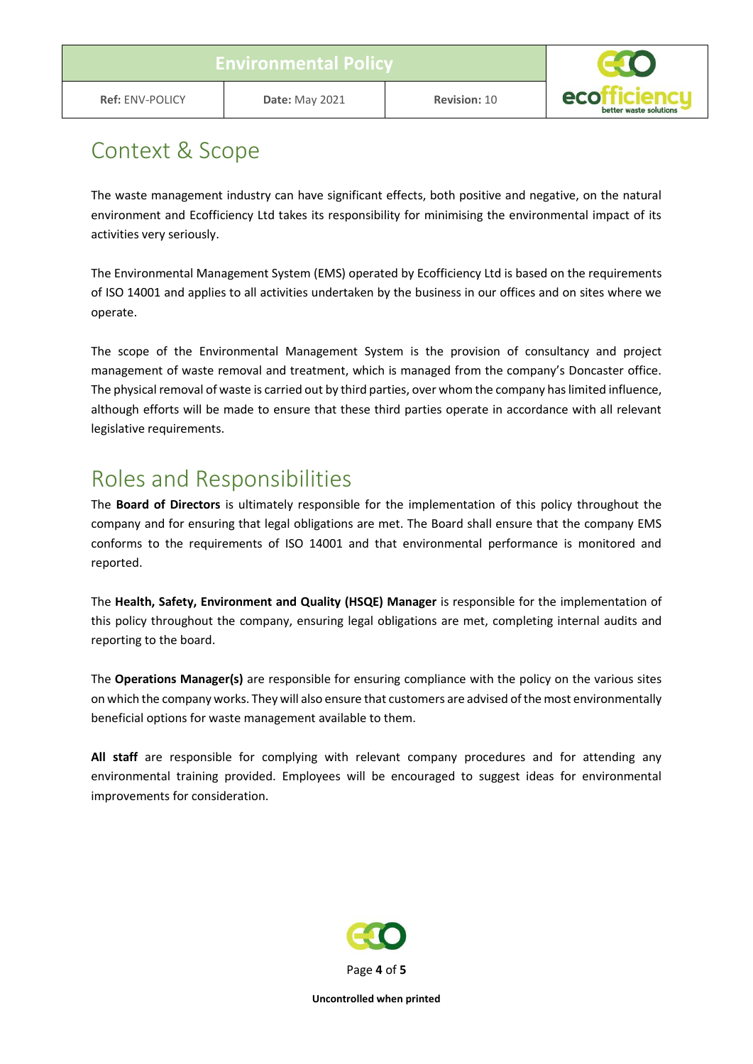## Context & Scope

The waste management industry can have significant effects, both positive and negative, on the natural environment and Ecofficiency Ltd takes its responsibility for minimising the environmental impact of its activities very seriously.

The Environmental Management System (EMS) operated by Ecofficiency Ltd is based on the requirements of ISO 14001 and applies to all activities undertaken by the business in our offices and on sites where we operate.

The scope of the Environmental Management System is the provision of consultancy and project management of waste removal and treatment, which is managed from the company's Doncaster office. The physical removal of waste is carried out by third parties, over whom the company has limited influence, although efforts will be made to ensure that these third parties operate in accordance with all relevant legislative requirements.

## Roles and Responsibilities

The **Board of Directors** is ultimately responsible for the implementation of this policy throughout the company and for ensuring that legal obligations are met. The Board shall ensure that the company EMS conforms to the requirements of ISO 14001 and that environmental performance is monitored and reported.

The **Health, Safety, Environment and Quality (HSQE) Manager** is responsible for the implementation of this policy throughout the company, ensuring legal obligations are met, completing internal audits and reporting to the board.

The **Operations Manager(s)** are responsible for ensuring compliance with the policy on the various sites on which the company works. They will also ensure that customers are advised of the most environmentally beneficial options for waste management available to them.

**All staff** are responsible for complying with relevant company procedures and for attending any environmental training provided. Employees will be encouraged to suggest ideas for environmental improvements for consideration.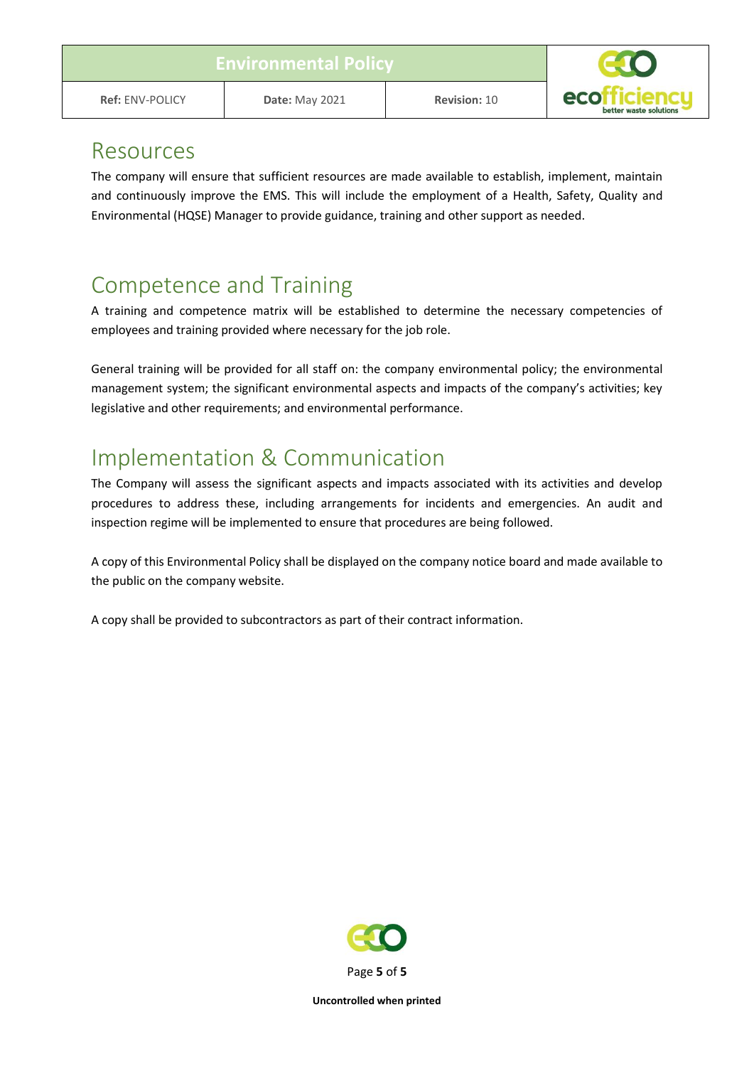## Resources

The company will ensure that sufficient resources are made available to establish, implement, maintain and continuously improve the EMS. This will include the employment of a Health, Safety, Quality and Environmental (HQSE) Manager to provide guidance, training and other support as needed.

## Competence and Training

A training and competence matrix will be established to determine the necessary competencies of employees and training provided where necessary for the job role.

General training will be provided for all staff on: the company environmental policy; the environmental management system; the significant environmental aspects and impacts of the company's activities; key legislative and other requirements; and environmental performance.

## Implementation & Communication

The Company will assess the significant aspects and impacts associated with its activities and develop procedures to address these, including arrangements for incidents and emergencies. An audit and inspection regime will be implemented to ensure that procedures are being followed.

A copy of this Environmental Policy shall be displayed on the company notice board and made available to the public on the company website.

A copy shall be provided to subcontractors as part of their contract information.